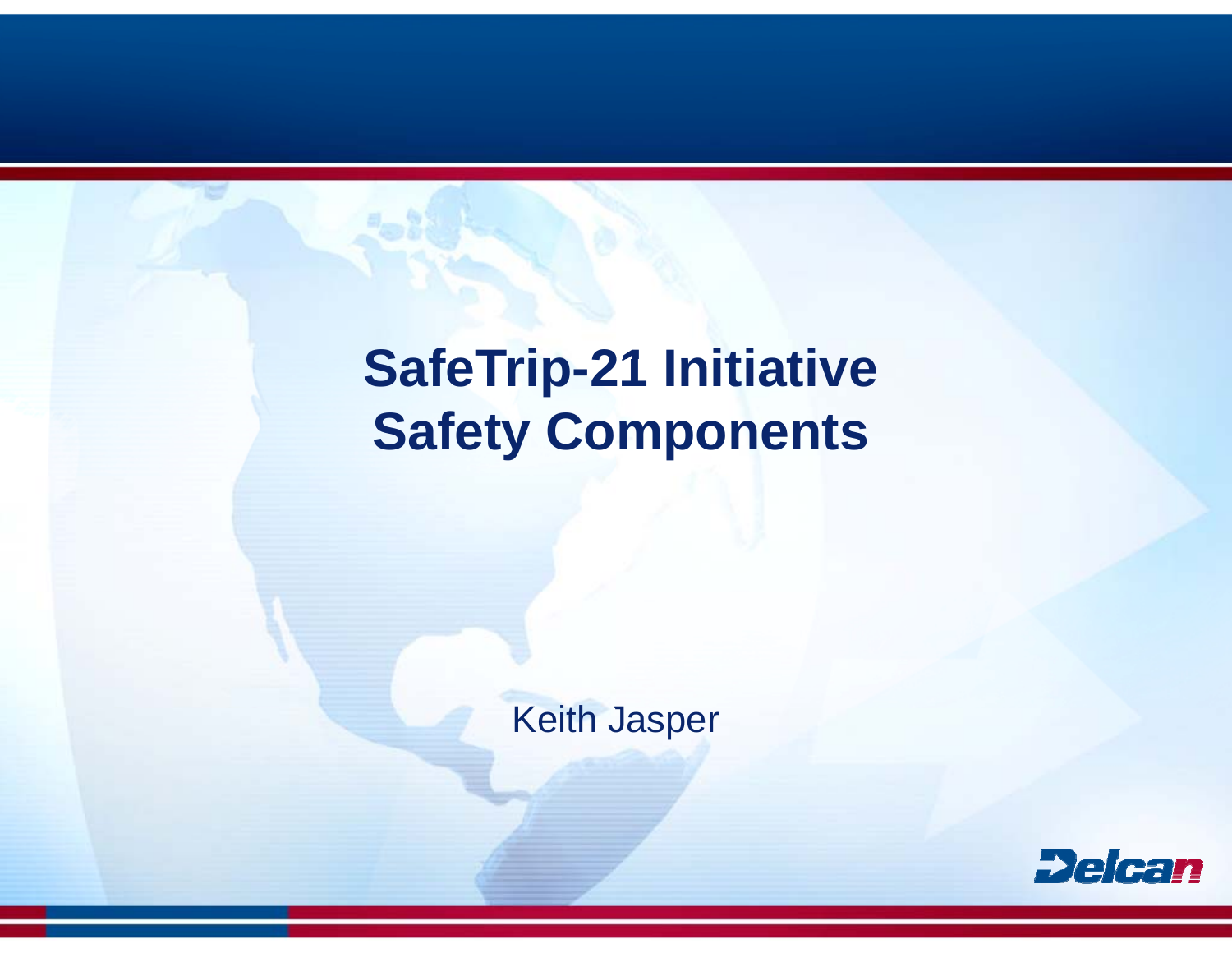# SafeTrip-21 Initiative
# Safety Components

Keith Jasper

Delcan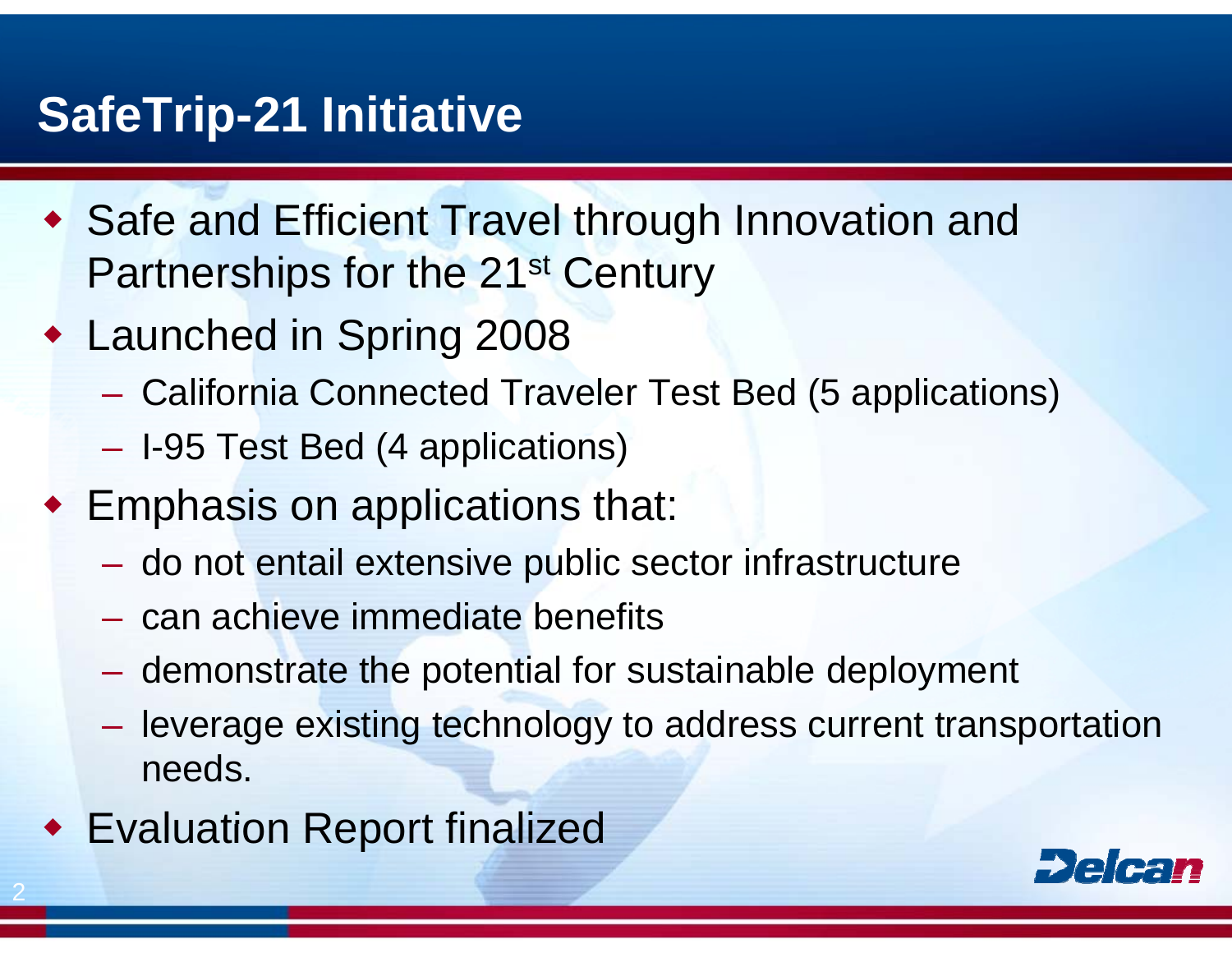# SafeTrip-21 Initiative

- Safe and Efficient Travel through Innovation and Partnerships for the 21st Century
- Launched in Spring 2008
  - California Connected Traveler Test Bed (5 applications)
  - I-95 Test Bed (4 applications)
- Emphasis on applications that:
  - do not entail extensive public sector infrastructure
  - can achieve immediate benefits
  - demonstrate the potential for sustainable deployment
  - leverage existing technology to address current transportation needs.
- Evaluation Report finalized

Delcan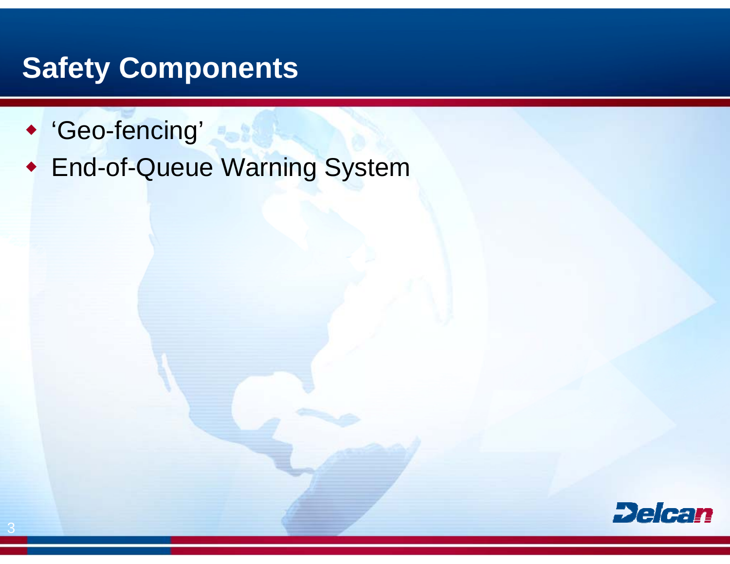# Safety Components

- 'Geo-fencing'
- End-of-Queue Warning System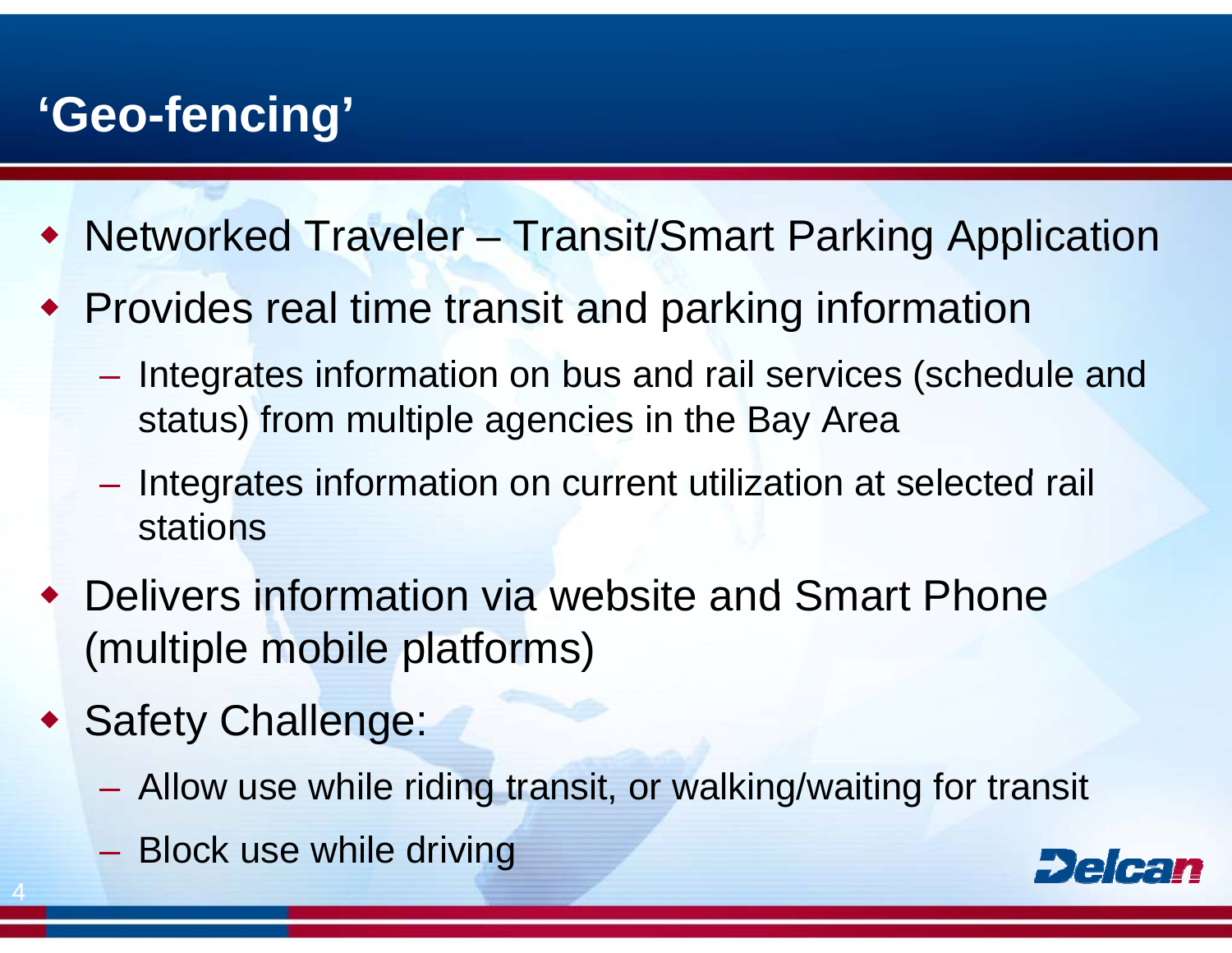# ‘Geo-fencing’

- Networked Traveler – Transit/Smart Parking Application
- Provides real time transit and parking information
  - Integrates information on bus and rail services (schedule and status) from multiple agencies in the Bay Area
  - Integrates information on current utilization at selected rail stations
- Delivers information via website and Smart Phone (multiple mobile platforms)
- Safety Challenge:
  - Allow use while riding transit, or walking/waiting for transit
  - Block use while driving

Delcan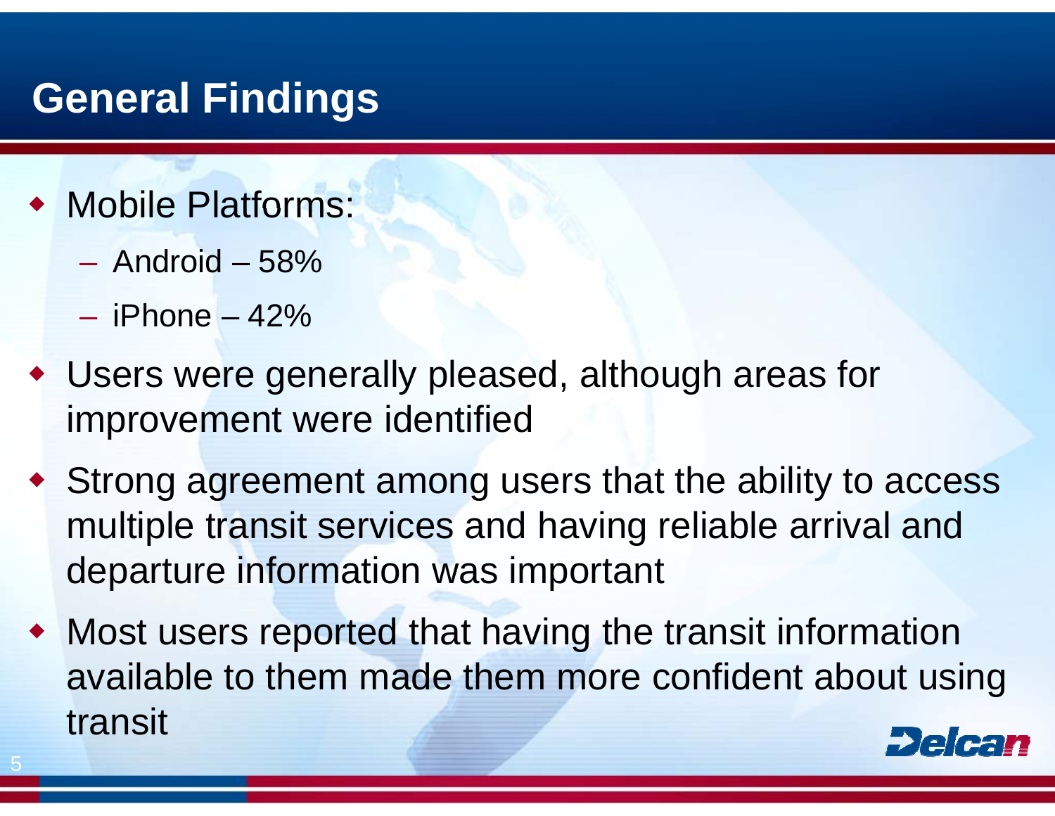# General Findings

- Mobile Platforms:
  - Android – 58%
  - iPhone – 42%
- Users were generally pleased, although areas for improvement were identified
- Strong agreement among users that the ability to access multiple transit services and having reliable arrival and departure information was important
- Most users reported that having the transit information available to them made them more confident about using transit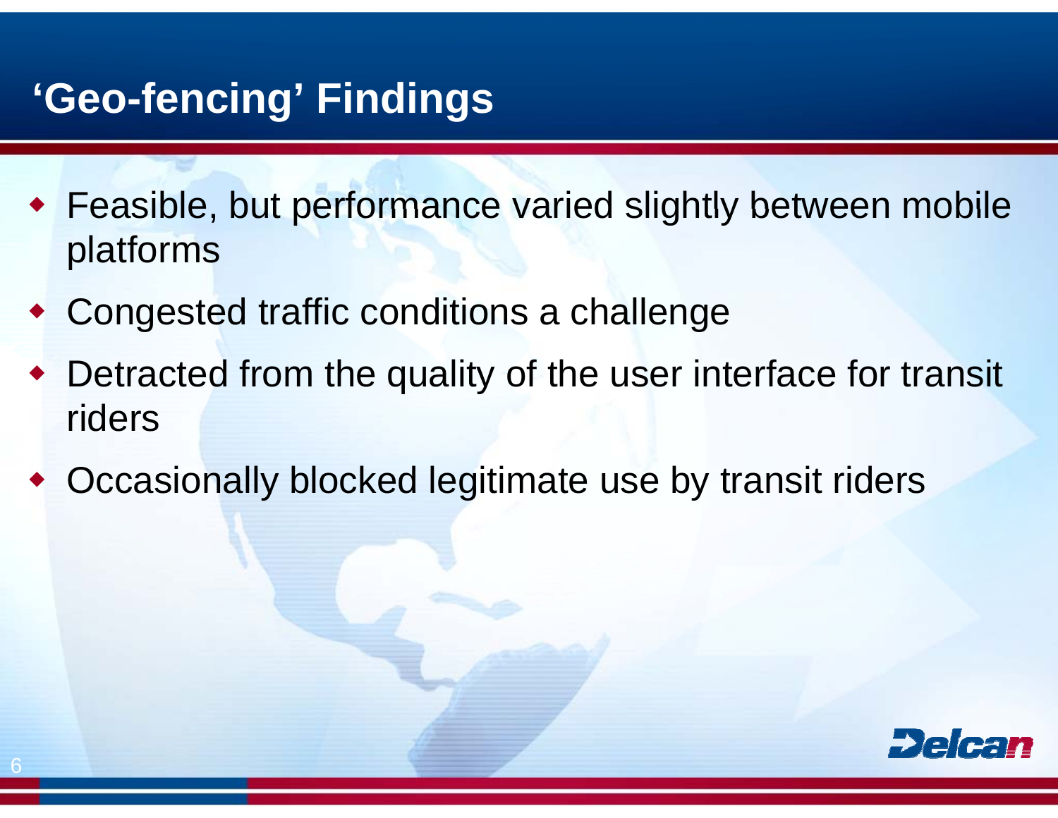# 'Geo-fencing' Findings

- Feasible, but performance varied slightly between mobile platforms
- Congested traffic conditions a challenge
- Detracted from the quality of the user interface for transit riders
- Occasionally blocked legitimate use by transit riders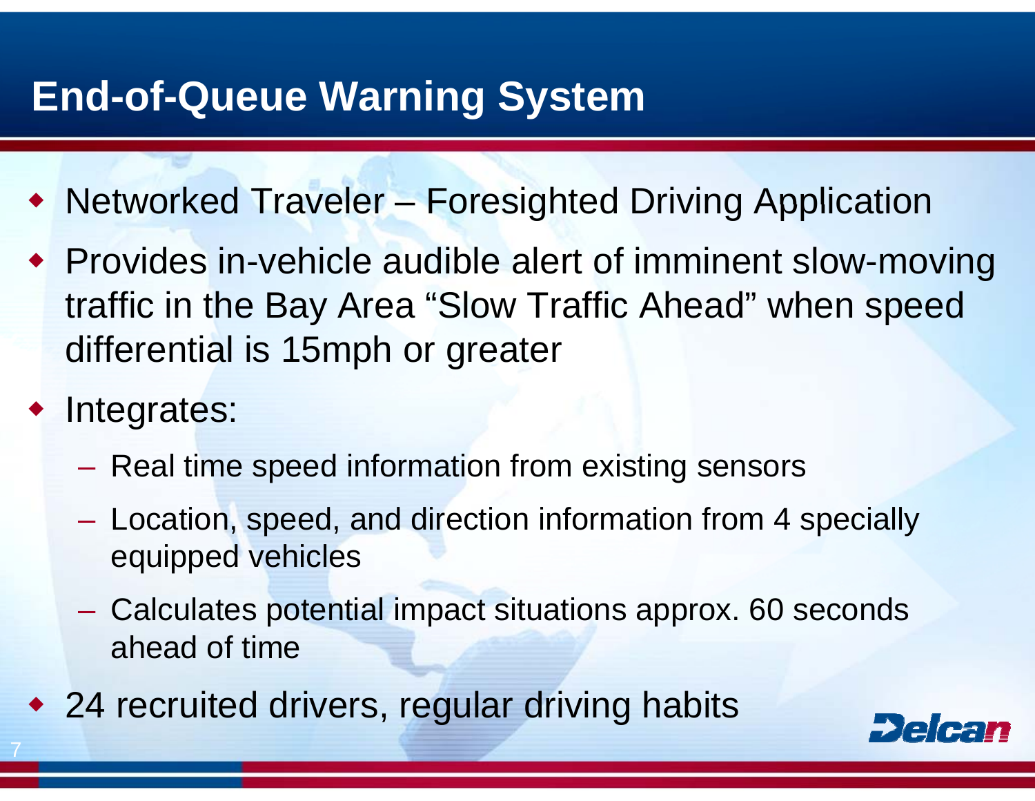# End-of-Queue Warning System

- Networked Traveler – Foresighted Driving Application
- Provides in-vehicle audible alert of imminent slow-moving traffic in the Bay Area "Slow Traffic Ahead" when speed differential is 15mph or greater
- Integrates:
  - Real time speed information from existing sensors
  - Location, speed, and direction information from 4 specially equipped vehicles
  - Calculates potential impact situations approx. 60 seconds ahead of time
- 24 recruited drivers, regular driving habits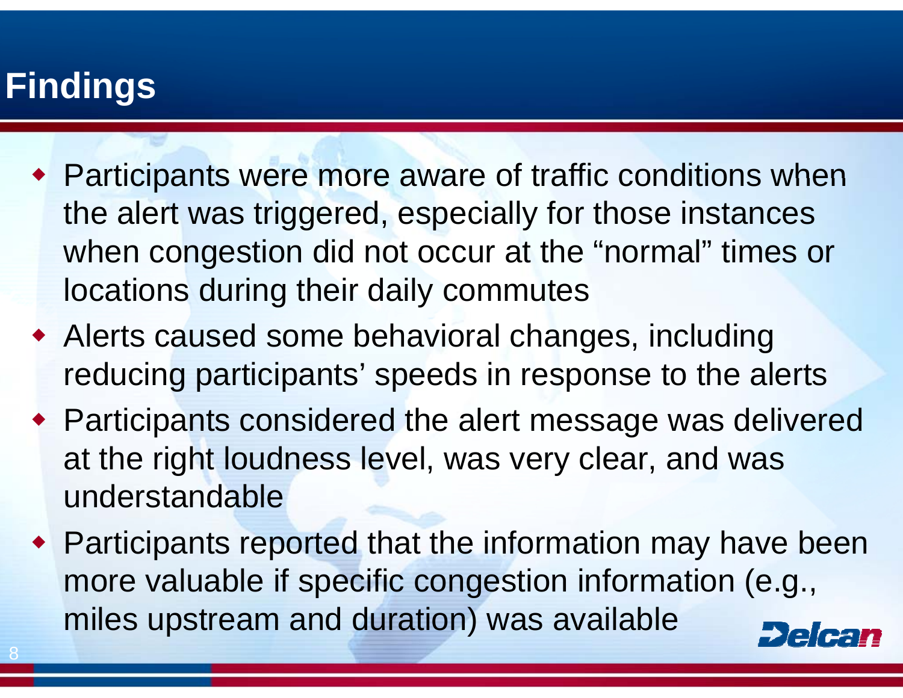# Findings

- Participants were more aware of traffic conditions when the alert was triggered, especially for those instances when congestion did not occur at the "normal" times or locations during their daily commutes
- Alerts caused some behavioral changes, including reducing participants' speeds in response to the alerts
- Participants considered the alert message was delivered at the right loudness level, was very clear, and was understandable
- Participants reported that the information may have been more valuable if specific congestion information (e.g., miles upstream and duration) was available

Delcan